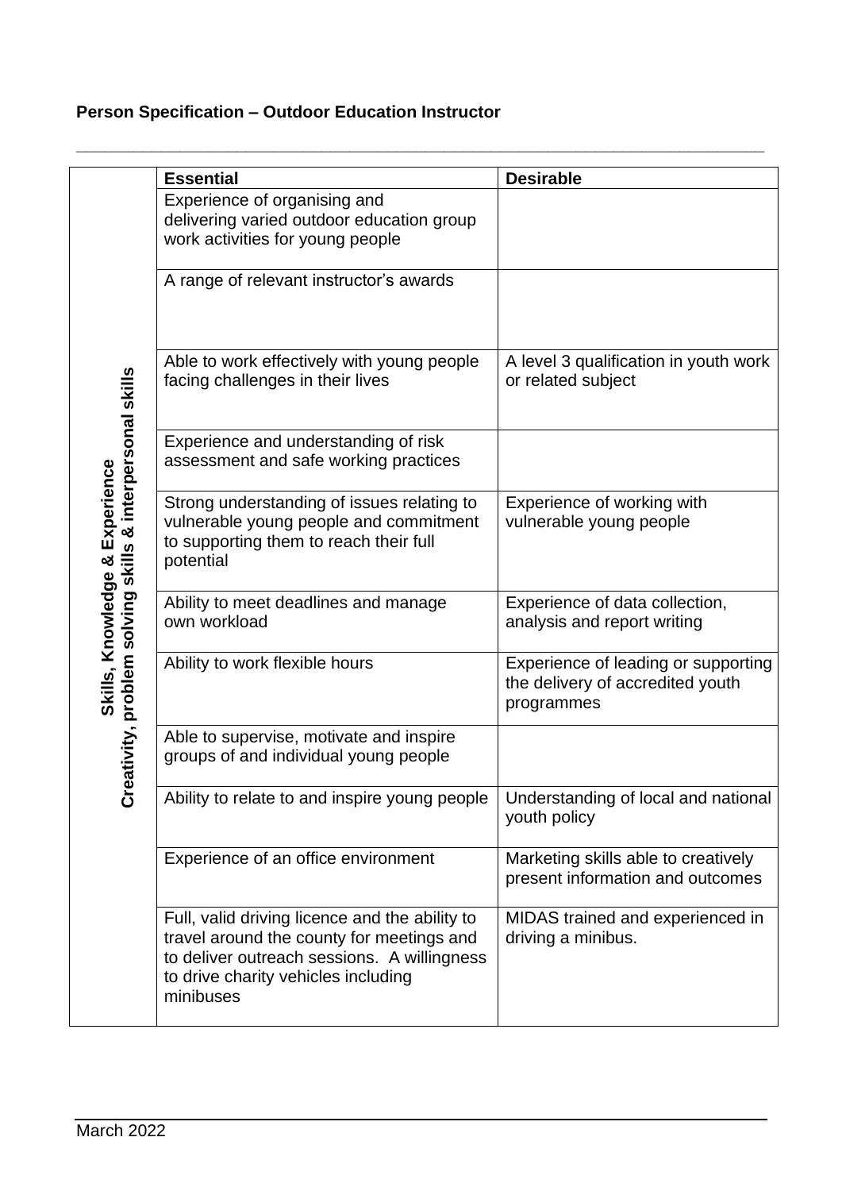**Person Specification – Outdoor Education Instructor**

| | Essential | Desirable |
|---|---|---|
| **Skills, Knowledge & Experience<br>Creativity, problem solving skills & interpersonal skills** | Experience of organising and delivering varied outdoor education group work activities for young people | |
| | A range of relevant instructor's awards | |
| | Able to work effectively with young people facing challenges in their lives | A level 3 qualification in youth work or related subject |
| | Experience and understanding of risk assessment and safe working practices | |
| | Strong understanding of issues relating to vulnerable young people and commitment to supporting them to reach their full potential | Experience of working with vulnerable young people |
| | Ability to meet deadlines and manage own workload | Experience of data collection, analysis and report writing |
| | Ability to work flexible hours | Experience of leading or supporting the delivery of accredited youth programmes |
| | Able to supervise, motivate and inspire groups of and individual young people | |
| | Ability to relate to and inspire young people | Understanding of local and national youth policy |
| | Experience of an office environment | Marketing skills able to creatively present information and outcomes |
| | Full, valid driving licence and the ability to travel around the county for meetings and to deliver outreach sessions. A willingness to drive charity vehicles including minibuses | MIDAS trained and experienced in driving a minibus. |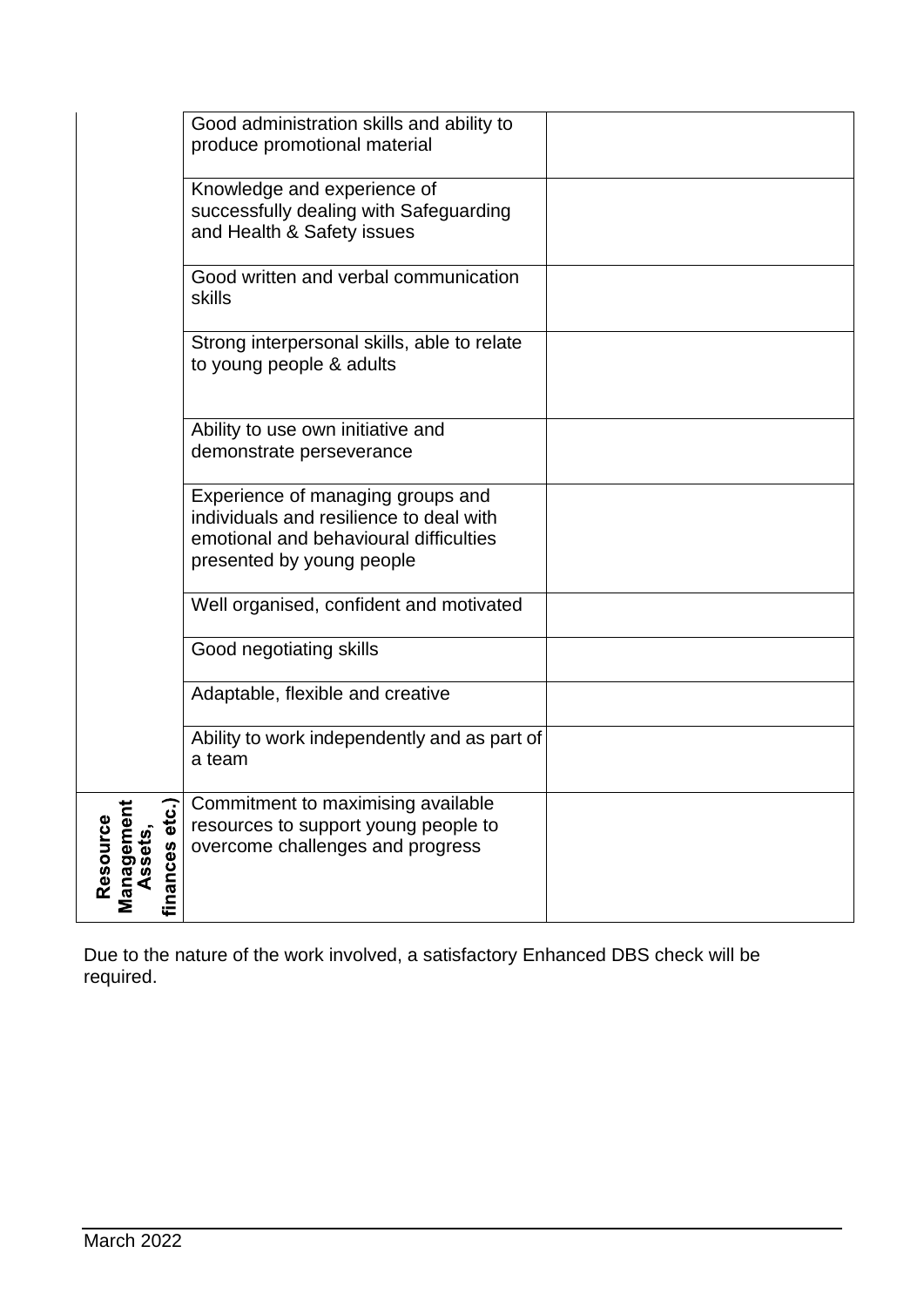| | | |
|---|---|---|
| | Good administration skills and ability to produce promotional material | |
| | Knowledge and experience of successfully dealing with Safeguarding and Health & Safety issues | |
| | Good written and verbal communication skills | |
| | Strong interpersonal skills, able to relate to young people & adults | |
| | Ability to use own initiative and demonstrate perseverance | |
| | Experience of managing groups and individuals and resilience to deal with emotional and behavioural difficulties presented by young people | |
| | Well organised, confident and motivated | |
| | Good negotiating skills | |
| | Adaptable, flexible and creative | |
| | Ability to work independently and as part of a team | |
| **Resource Management Assets, finances etc.)** | Commitment to maximising available resources to support young people to overcome challenges and progress | |

Due to the nature of the work involved, a satisfactory Enhanced DBS check will be required.

March 2022